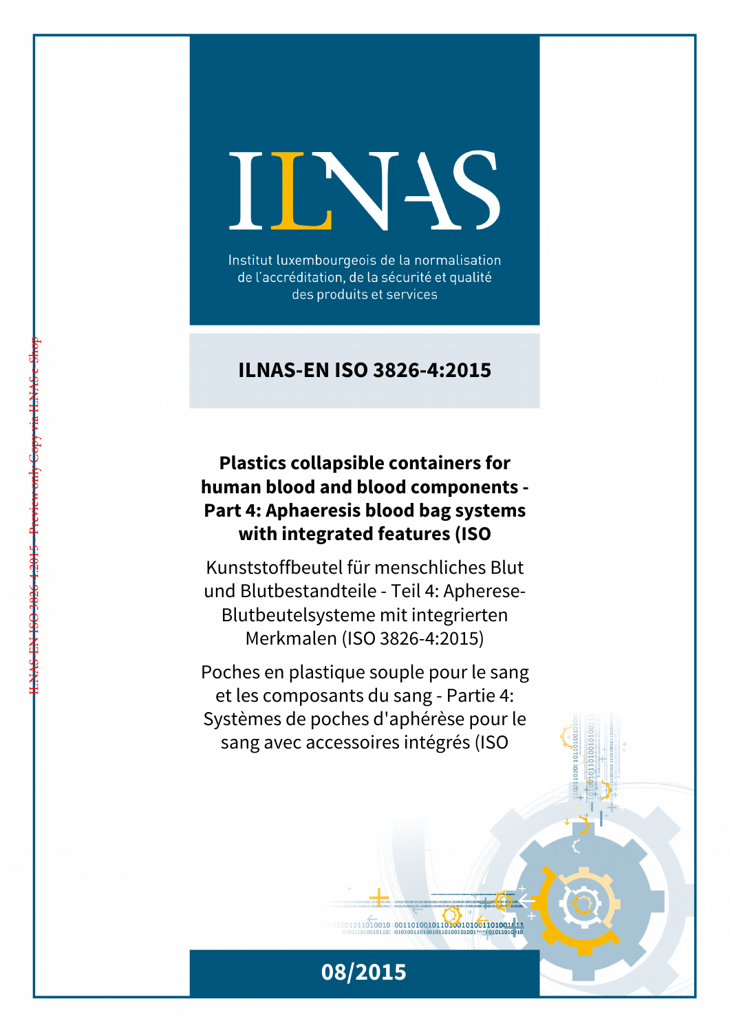# ILNAS

Institut luxembourgeois de la normalisation de l'accréditation, de la sécurité et qualité des produits et services

## ILNAS-EN ISO 3826-4:2015

**Plastics collapsible containers for human blood and blood components - Part 4: Aphaeresis blood bag systems with integrated features (ISO**

Kunststoffbeutel für menschliches Blut und Blutbestandteile - Teil 4: Apherese-Blutbeutelsysteme mit integrierten Merkmalen (ISO 3826-4:2015)

Poches en plastique souple pour le sang et les composants du sang - Partie 4: Systèmes de poches d'aphérèse pour le sang avec accessoires intégrés (ISO

08/2015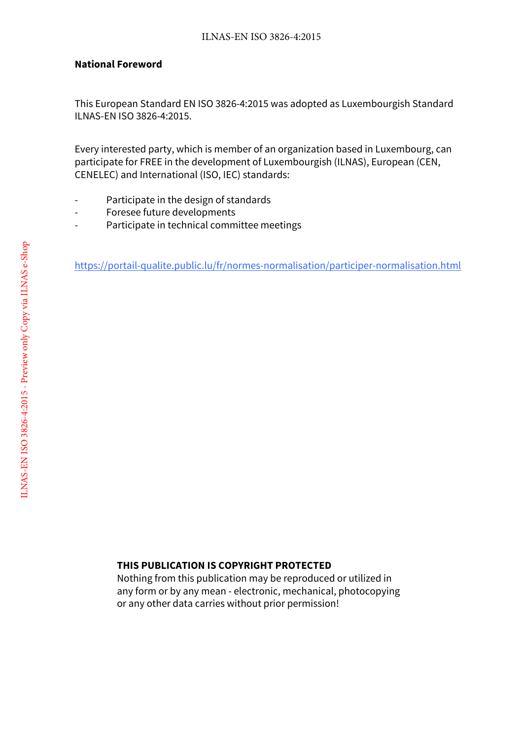**National Foreword**

This European Standard EN ISO 3826-4:2015 was adopted as Luxembourgish Standard ILNAS-EN ISO 3826-4:2015.

Every interested party, which is member of an organization based in Luxembourg, can participate for FREE in the development of Luxembourgish (ILNAS), European (CEN, CENELEC) and International (ISO, IEC) standards:

- Participate in the design of standards
- Foresee future developments
- Participate in technical committee meetings

https://portail-qualite.public.lu/fr/normes-normalisation/participer-normalisation.html

**THIS PUBLICATION IS COPYRIGHT PROTECTED**
Nothing from this publication may be reproduced or utilized in any form or by any mean - electronic, mechanical, photocopying or any other data carries without prior permission!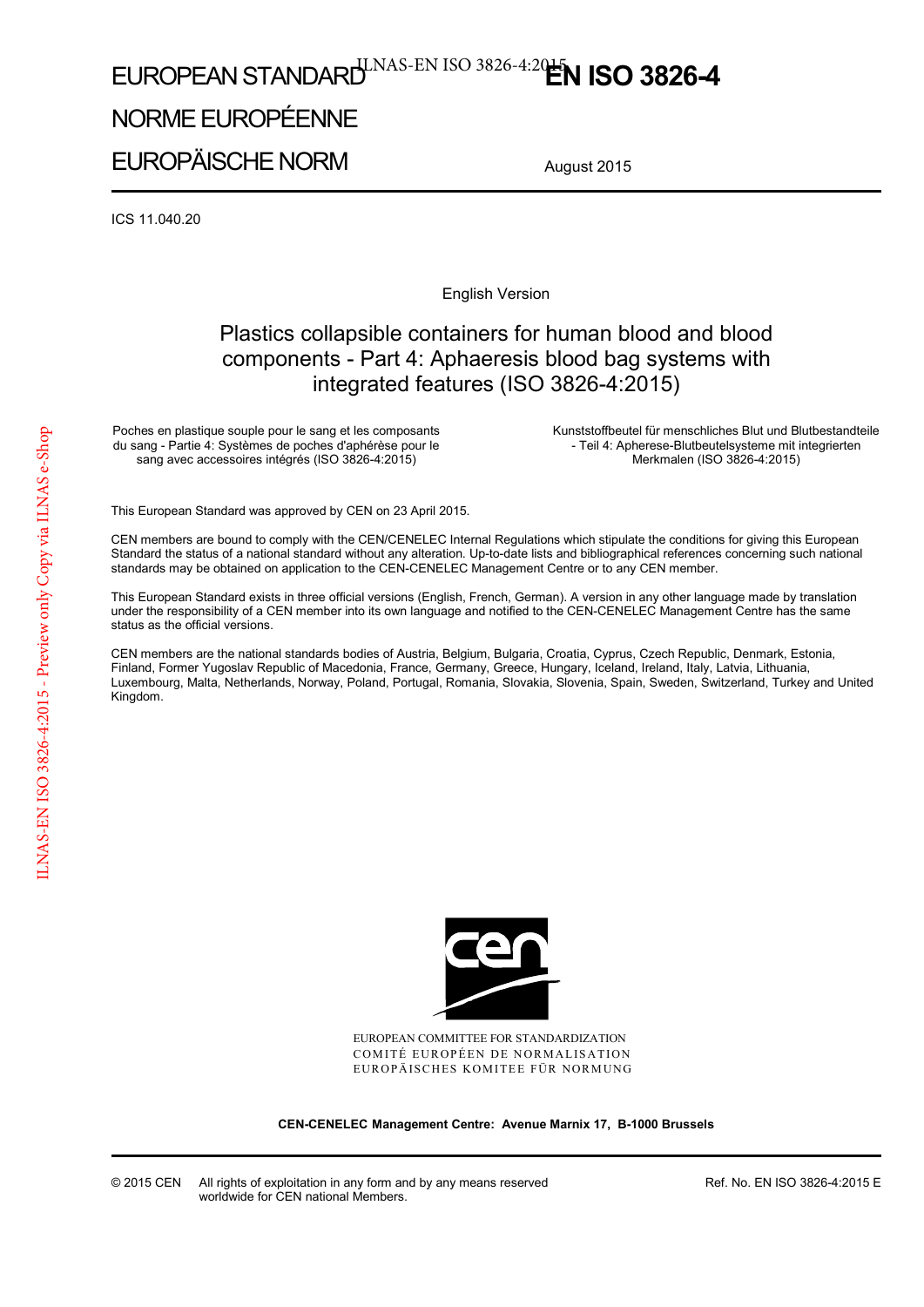EUROPEAN STANDARD

NORME EUROPÉENNE

EUROPÄISCHE NORM

**EN ISO 3826-4**

August 2015

ICS 11.040.20

English Version

# Plastics collapsible containers for human blood and blood components - Part 4: Aphaeresis blood bag systems with integrated features (ISO 3826-4:2015)

Poches en plastique souple pour le sang et les composants du sang - Partie 4: Systèmes de poches d'aphérèse pour le sang avec accessoires intégrés (ISO 3826-4:2015)

Kunststoffbeutel für menschliches Blut und Blutbestandteile - Teil 4: Apherese-Blutbeutelsysteme mit integrierten Merkmalen (ISO 3826-4:2015)

This European Standard was approved by CEN on 23 April 2015.

CEN members are bound to comply with the CEN/CENELEC Internal Regulations which stipulate the conditions for giving this European Standard the status of a national standard without any alteration. Up-to-date lists and bibliographical references concerning such national standards may be obtained on application to the CEN-CENELEC Management Centre or to any CEN member.

This European Standard exists in three official versions (English, French, German). A version in any other language made by translation under the responsibility of a CEN member into its own language and notified to the CEN-CENELEC Management Centre has the same status as the official versions.

CEN members are the national standards bodies of Austria, Belgium, Bulgaria, Croatia, Cyprus, Czech Republic, Denmark, Estonia, Finland, Former Yugoslav Republic of Macedonia, France, Germany, Greece, Hungary, Iceland, Ireland, Italy, Latvia, Lithuania, Luxembourg, Malta, Netherlands, Norway, Poland, Portugal, Romania, Slovakia, Slovenia, Spain, Sweden, Switzerland, Turkey and United Kingdom.

EUROPEAN COMMITTEE FOR STANDARDIZATION
COMITÉ EUROPÉEN DE NORMALISATION
EUROPÄISCHES KOMITEE FÜR NORMUNG

**CEN-CENELEC Management Centre: Avenue Marnix 17, B-1000 Brussels**

© 2015 CEN All rights of exploitation in any form and by any means reserved worldwide for CEN national Members.

Ref. No. EN ISO 3826-4:2015 E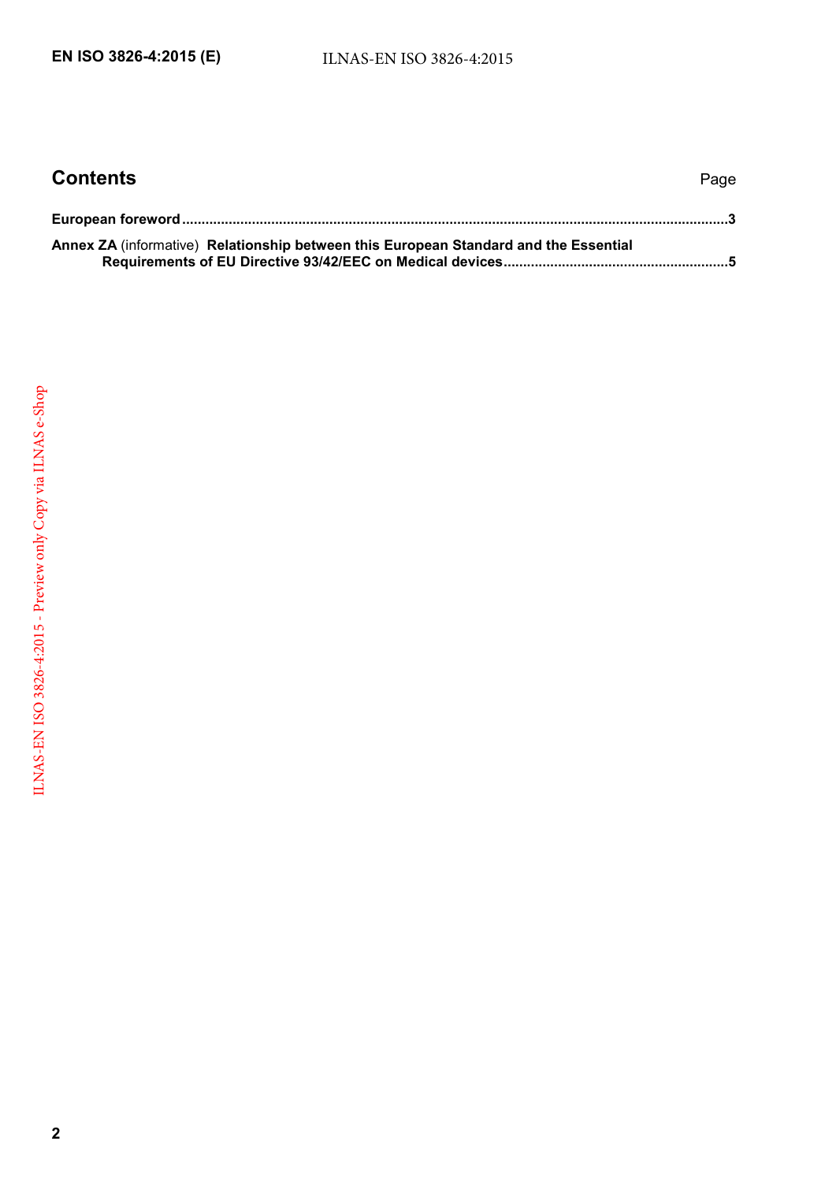## Contents

Page

**European foreword** .......................................................................................................................................... **3**

**Annex ZA** (informative) **Relationship between this European Standard and the Essential Requirements of EU Directive 93/42/EEC on Medical devices** ......................................................... **5**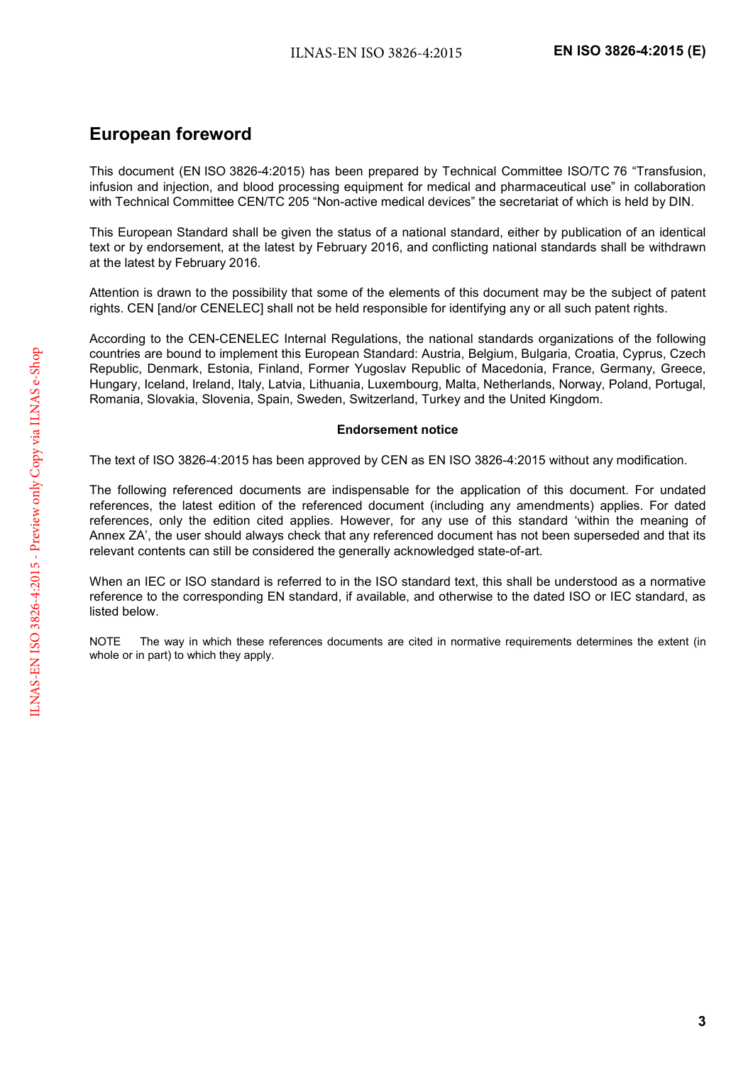## European foreword

This document (EN ISO 3826-4:2015) has been prepared by Technical Committee ISO/TC 76 "Transfusion, infusion and injection, and blood processing equipment for medical and pharmaceutical use" in collaboration with Technical Committee CEN/TC 205 "Non-active medical devices" the secretariat of which is held by DIN.

This European Standard shall be given the status of a national standard, either by publication of an identical text or by endorsement, at the latest by February 2016, and conflicting national standards shall be withdrawn at the latest by February 2016.

Attention is drawn to the possibility that some of the elements of this document may be the subject of patent rights. CEN [and/or CENELEC] shall not be held responsible for identifying any or all such patent rights.

According to the CEN-CENELEC Internal Regulations, the national standards organizations of the following countries are bound to implement this European Standard: Austria, Belgium, Bulgaria, Croatia, Cyprus, Czech Republic, Denmark, Estonia, Finland, Former Yugoslav Republic of Macedonia, France, Germany, Greece, Hungary, Iceland, Ireland, Italy, Latvia, Lithuania, Luxembourg, Malta, Netherlands, Norway, Poland, Portugal, Romania, Slovakia, Slovenia, Spain, Sweden, Switzerland, Turkey and the United Kingdom.

**Endorsement notice**

The text of ISO 3826-4:2015 has been approved by CEN as EN ISO 3826-4:2015 without any modification.

The following referenced documents are indispensable for the application of this document. For undated references, the latest edition of the referenced document (including any amendments) applies. For dated references, only the edition cited applies. However, for any use of this standard 'within the meaning of Annex ZA', the user should always check that any referenced document has not been superseded and that its relevant contents can still be considered the generally acknowledged state-of-art.

When an IEC or ISO standard is referred to in the ISO standard text, this shall be understood as a normative reference to the corresponding EN standard, if available, and otherwise to the dated ISO or IEC standard, as listed below.

NOTE The way in which these references documents are cited in normative requirements determines the extent (in whole or in part) to which they apply.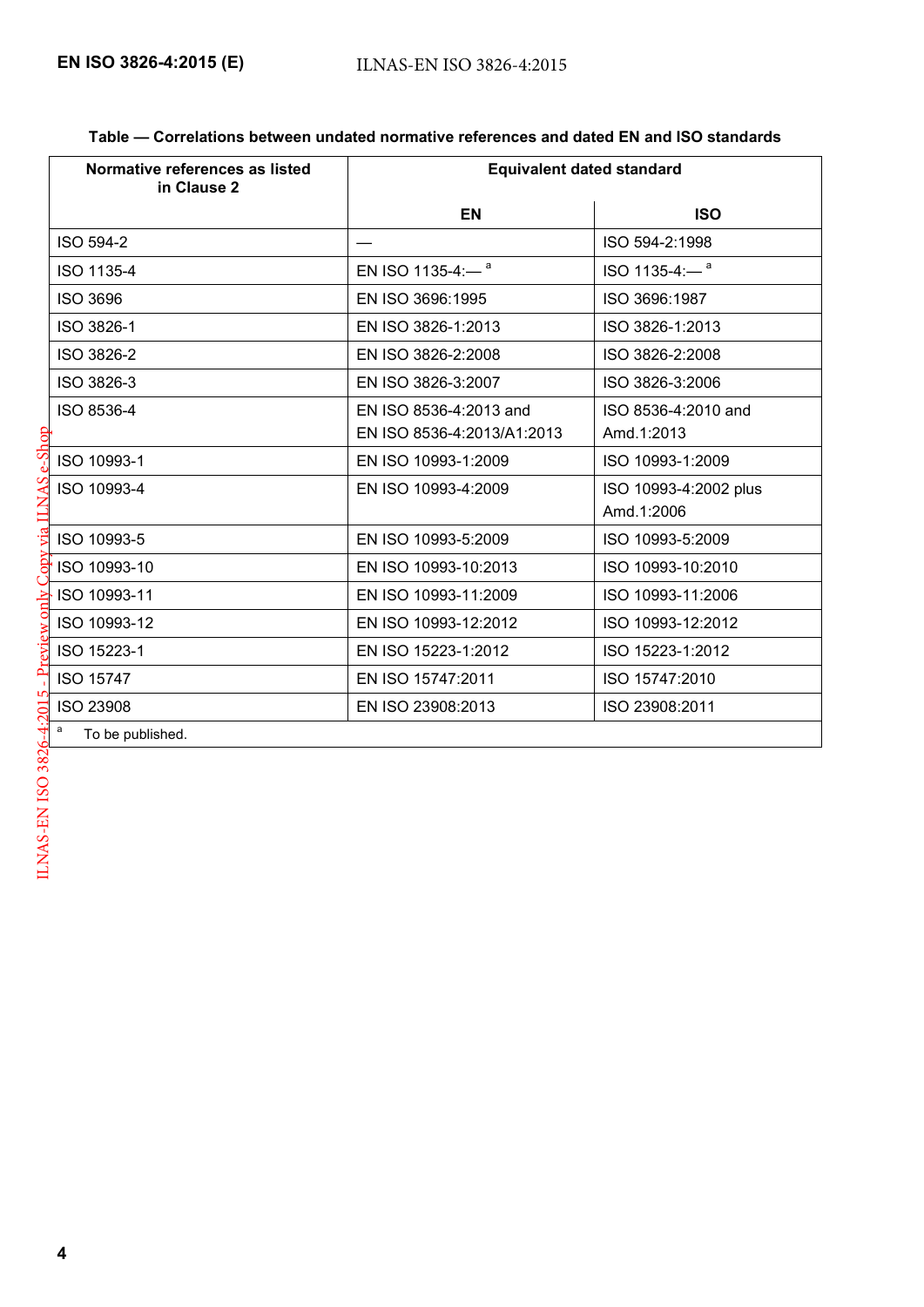**Table — Correlations between undated normative references and dated EN and ISO standards**

| Normative references as listed in Clause 2 | Equivalent dated standard | |
|---|---|---|
| | **EN** | **ISO** |
| ISO 594-2 | — | ISO 594-2:1998 |
| ISO 1135-4 | EN ISO 1135-4:— [a] | ISO 1135-4:— [a] |
| ISO 3696 | EN ISO 3696:1995 | ISO 3696:1987 |
| ISO 3826-1 | EN ISO 3826-1:2013 | ISO 3826-1:2013 |
| ISO 3826-2 | EN ISO 3826-2:2008 | ISO 3826-2:2008 |
| ISO 3826-3 | EN ISO 3826-3:2007 | ISO 3826-3:2006 |
| ISO 8536-4 | EN ISO 8536-4:2013 and EN ISO 8536-4:2013/A1:2013 | ISO 8536-4:2010 and Amd.1:2013 |
| ISO 10993-1 | EN ISO 10993-1:2009 | ISO 10993-1:2009 |
| ISO 10993-4 | EN ISO 10993-4:2009 | ISO 10993-4:2002 plus Amd.1:2006 |
| ISO 10993-5 | EN ISO 10993-5:2009 | ISO 10993-5:2009 |
| ISO 10993-10 | EN ISO 10993-10:2013 | ISO 10993-10:2010 |
| ISO 10993-11 | EN ISO 10993-11:2009 | ISO 10993-11:2006 |
| ISO 10993-12 | EN ISO 10993-12:2012 | ISO 10993-12:2012 |
| ISO 15223-1 | EN ISO 15223-1:2012 | ISO 15223-1:2012 |
| ISO 15747 | EN ISO 15747:2011 | ISO 15747:2010 |
| ISO 23908 | EN ISO 23908:2013 | ISO 23908:2011 |

[a] To be published.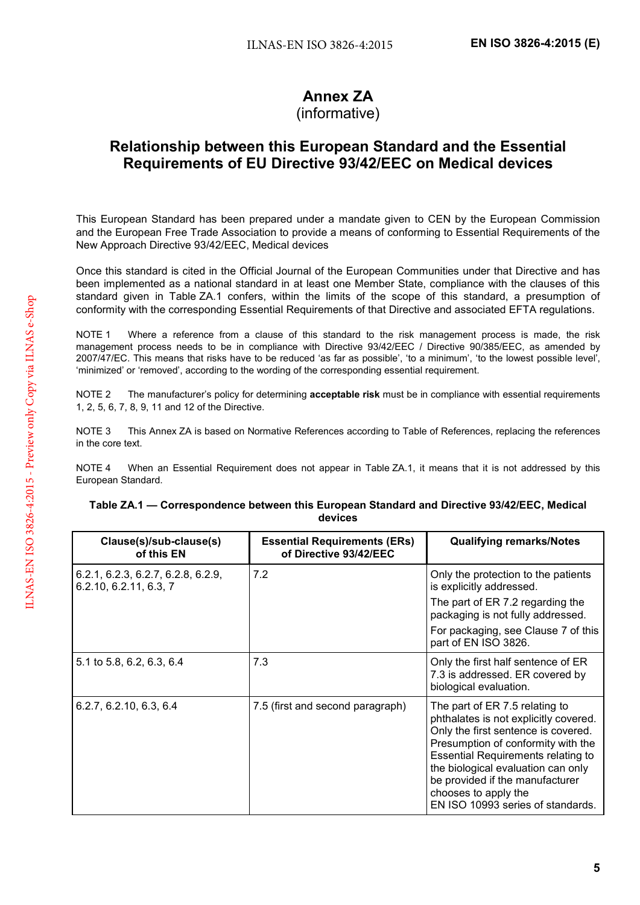# Annex ZA
(informative)

## Relationship between this European Standard and the Essential Requirements of EU Directive 93/42/EEC on Medical devices

This European Standard has been prepared under a mandate given to CEN by the European Commission and the European Free Trade Association to provide a means of conforming to Essential Requirements of the New Approach Directive 93/42/EEC, Medical devices

Once this standard is cited in the Official Journal of the European Communities under that Directive and has been implemented as a national standard in at least one Member State, compliance with the clauses of this standard given in Table ZA.1 confers, within the limits of the scope of this standard, a presumption of conformity with the corresponding Essential Requirements of that Directive and associated EFTA regulations.

NOTE 1 Where a reference from a clause of this standard to the risk management process is made, the risk management process needs to be in compliance with Directive 93/42/EEC / Directive 90/385/EEC, as amended by 2007/47/EC. This means that risks have to be reduced 'as far as possible', 'to a minimum', 'to the lowest possible level', 'minimized' or 'removed', according to the wording of the corresponding essential requirement.

NOTE 2 The manufacturer's policy for determining **acceptable risk** must be in compliance with essential requirements 1, 2, 5, 6, 7, 8, 9, 11 and 12 of the Directive.

NOTE 3 This Annex ZA is based on Normative References according to Table of References, replacing the references in the core text.

NOTE 4 When an Essential Requirement does not appear in Table ZA.1, it means that it is not addressed by this European Standard.

**Table ZA.1 — Correspondence between this European Standard and Directive 93/42/EEC, Medical devices**

| Clause(s)/sub-clause(s) of this EN | Essential Requirements (ERs) of Directive 93/42/EEC | Qualifying remarks/Notes |
|---|---|---|
| 6.2.1, 6.2.3, 6.2.7, 6.2.8, 6.2.9, 6.2.10, 6.2.11, 6.3, 7 | 7.2 | Only the protection to the patients is explicitly addressed.<br>The part of ER 7.2 regarding the packaging is not fully addressed.<br>For packaging, see Clause 7 of this part of EN ISO 3826. |
| 5.1 to 5.8, 6.2, 6.3, 6.4 | 7.3 | Only the first half sentence of ER 7.3 is addressed. ER covered by biological evaluation. |
| 6.2.7, 6.2.10, 6.3, 6.4 | 7.5 (first and second paragraph) | The part of ER 7.5 relating to phthalates is not explicitly covered. Only the first sentence is covered. Presumption of conformity with the Essential Requirements relating to the biological evaluation can only be provided if the manufacturer chooses to apply the EN ISO 10993 series of standards. |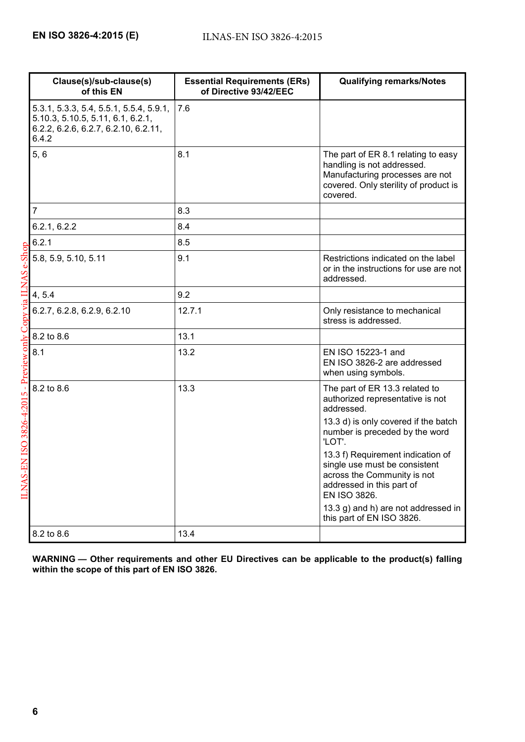| Clause(s)/sub-clause(s) of this EN | Essential Requirements (ERs) of Directive 93/42/EEC | Qualifying remarks/Notes |
|---|---|---|
| 5.3.1, 5.3.3, 5.4, 5.5.1, 5.5.4, 5.9.1, 5.10.3, 5.10.5, 5.11, 6.1, 6.2.1, 6.2.2, 6.2.6, 6.2.7, 6.2.10, 6.2.11, 6.4.2 | 7.6 | |
| 5, 6 | 8.1 | The part of ER 8.1 relating to easy handling is not addressed. Manufacturing processes are not covered. Only sterility of product is covered. |
| 7 | 8.3 | |
| 6.2.1, 6.2.2 | 8.4 | |
| 6.2.1 | 8.5 | |
| 5.8, 5.9, 5.10, 5.11 | 9.1 | Restrictions indicated on the label or in the instructions for use are not addressed. |
| 4, 5.4 | 9.2 | |
| 6.2.7, 6.2.8, 6.2.9, 6.2.10 | 12.7.1 | Only resistance to mechanical stress is addressed. |
| 8.2 to 8.6 | 13.1 | |
| 8.1 | 13.2 | EN ISO 15223-1 and EN ISO 3826-2 are addressed when using symbols. |
| 8.2 to 8.6 | 13.3 | The part of ER 13.3 related to authorized representative is not addressed.<br>13.3 d) is only covered if the batch number is preceded by the word 'LOT'.<br>13.3 f) Requirement indication of single use must be consistent across the Community is not addressed in this part of EN ISO 3826.<br>13.3 g) and h) are not addressed in this part of EN ISO 3826. |
| 8.2 to 8.6 | 13.4 | |

**WARNING — Other requirements and other EU Directives can be applicable to the product(s) falling within the scope of this part of EN ISO 3826.**